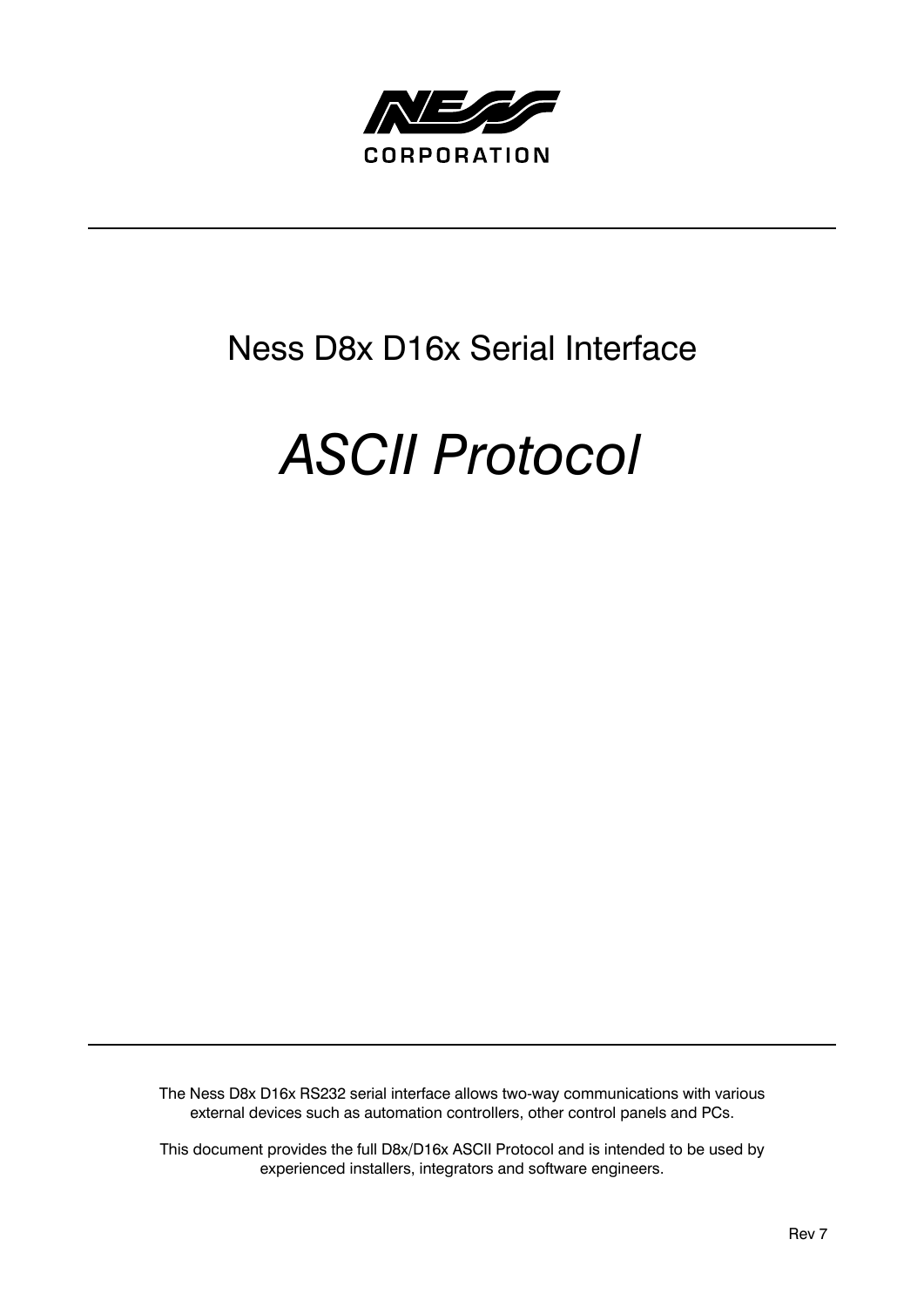NESS CORPORATION

# Ness D8x D16x Serial Interface

# *ASCII Protocol*

The Ness D8x D16x RS232 serial interface allows two-way communications with various external devices such as automation controllers, other control panels and PCs.

This document provides the full D8x/D16x ASCII Protocol and is intended to be used by experienced installers, integrators and software engineers.

Rev 7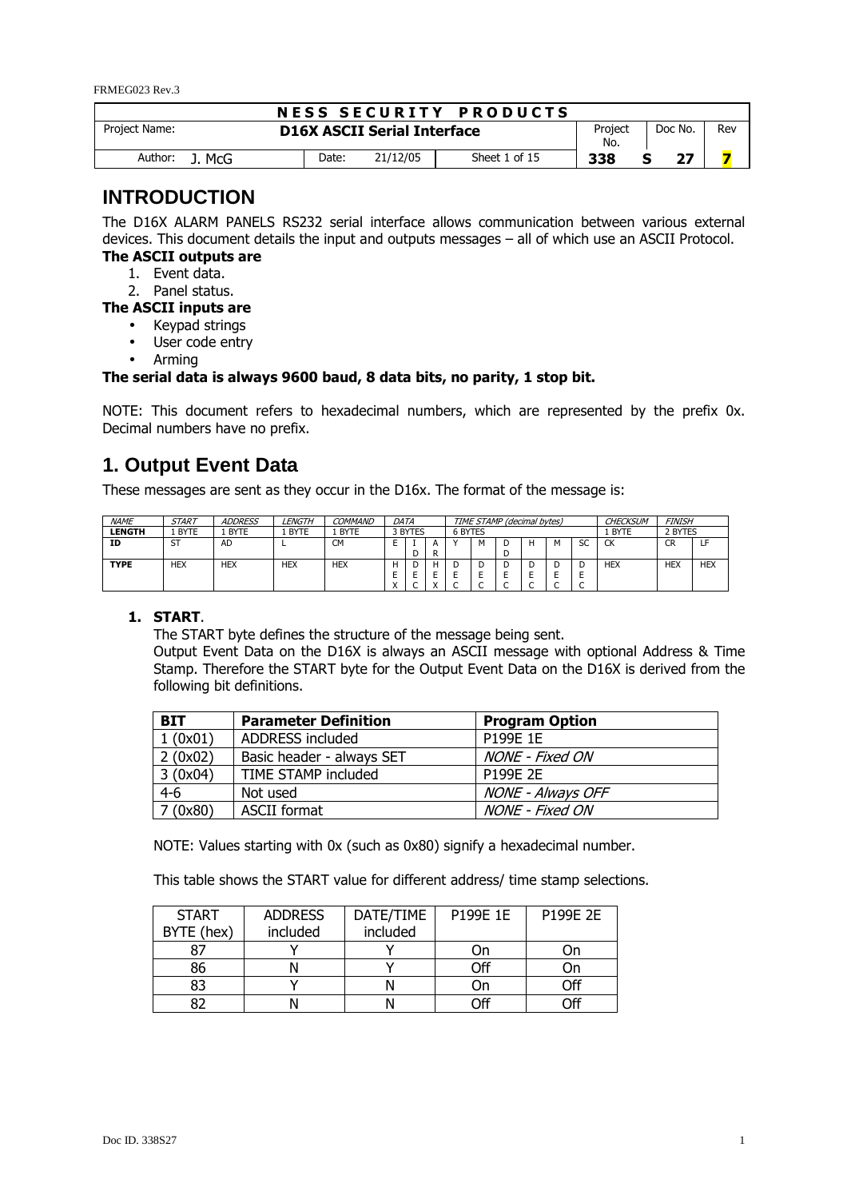| NESS SECURITY PRODUCTS | | | | | | |
|---|---|---|---|---|---|---|
| Project Name: | D16X ASCII Serial Interface | | | Project No. | Doc No. | Rev |
| Author: J. McG | Date: | 21/12/05 | Sheet 1 of 15 | 338 | S 27 | 7 |

# INTRODUCTION

The D16X ALARM PANELS RS232 serial interface allows communication between various external devices. This document details the input and outputs messages – all of which use an ASCII Protocol.

**The ASCII outputs are**

1. Event data.
2. Panel status.

**The ASCII inputs are**

- Keypad strings
- User code entry
- Arming

**The serial data is always 9600 baud, 8 data bits, no parity, 1 stop bit.**

NOTE: This document refers to hexadecimal numbers, which are represented by the prefix 0x. Decimal numbers have no prefix.

# 1. Output Event Data

These messages are sent as they occur in the D16x. The format of the message is:

| *NAME* | *START* | *ADDRESS* | *LENGTH* | *COMMAND* | *DATA* | | | *TIME STAMP (decimal bytes)* | | | | | | *CHECKSUM* | *FINISH* | |
|---|---|---|---|---|---|---|---|---|---|---|---|---|---|---|---|---|
| **LENGTH** | 1 BYTE | 1 BYTE | 1 BYTE | 1 BYTE | 3 BYTES | | | 6 BYTES | | | | | | 1 BYTE | 2 BYTES | |
| **ID** | ST | AD | L | CM | E | ID | AR | Y | M | DD | H | M | SC | CK | CR | LF |
| **TYPE** | HEX | HEX | HEX | HEX | HEX | DEC | HEX | DEC | DEC | DEC | DEC | DEC | DEC | HEX | HEX | HEX |

1. **START**.
   The START byte defines the structure of the message being sent.
   Output Event Data on the D16X is always an ASCII message with optional Address & Time Stamp. Therefore the START byte for the Output Event Data on the D16X is derived from the following bit definitions.

| BIT | Parameter Definition | Program Option |
|---|---|---|
| 1 (0x01) | ADDRESS included | P199E 1E |
| 2 (0x02) | Basic header - always SET | *NONE - Fixed ON* |
| 3 (0x04) | TIME STAMP included | P199E 2E |
| 4-6 | Not used | *NONE - Always OFF* |
| 7 (0x80) | ASCII format | *NONE - Fixed ON* |

NOTE: Values starting with 0x (such as 0x80) signify a hexadecimal number.

This table shows the START value for different address/ time stamp selections.

| START BYTE (hex) | ADDRESS included | DATE/TIME included | P199E 1E | P199E 2E |
|---|---|---|---|---|
| 87 | Y | Y | On | On |
| 86 | N | Y | Off | On |
| 83 | Y | N | On | Off |
| 82 | N | N | Off | Off |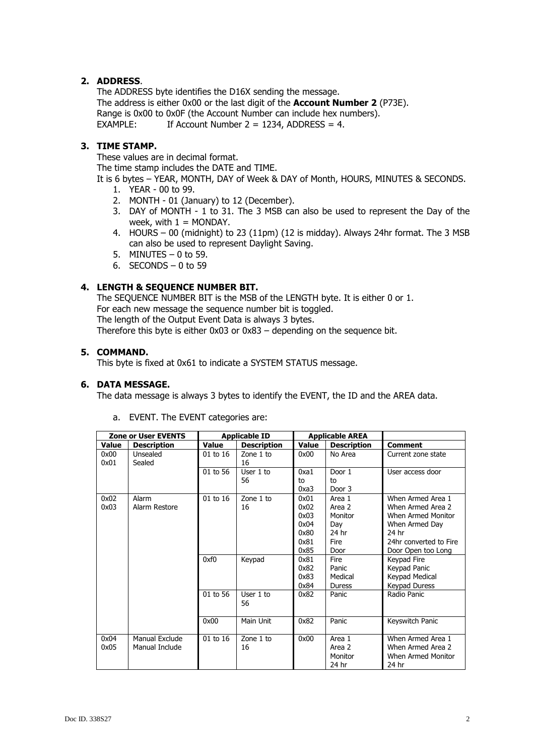## 2. ADDRESS.

The ADDRESS byte identifies the D16X sending the message.
The address is either 0x00 or the last digit of the **Account Number 2** (P73E).
Range is 0x00 to 0x0F (the Account Number can include hex numbers).
EXAMPLE: If Account Number 2 = 1234, ADDRESS = 4.

## 3. TIME STAMP.

These values are in decimal format.
The time stamp includes the DATE and TIME.
It is 6 bytes – YEAR, MONTH, DAY of Week & DAY of Month, HOURS, MINUTES & SECONDS.

1. YEAR - 00 to 99.
2. MONTH - 01 (January) to 12 (December).
3. DAY of MONTH - 1 to 31. The 3 MSB can also be used to represent the Day of the week, with 1 = MONDAY.
4. HOURS – 00 (midnight) to 23 (11pm) (12 is midday). Always 24hr format. The 3 MSB can also be used to represent Daylight Saving.
5. MINUTES – 0 to 59.
6. SECONDS – 0 to 59

## 4. LENGTH & SEQUENCE NUMBER BIT.

The SEQUENCE NUMBER BIT is the MSB of the LENGTH byte. It is either 0 or 1.
For each new message the sequence number bit is toggled.
The length of the Output Event Data is always 3 bytes.
Therefore this byte is either 0x03 or 0x83 – depending on the sequence bit.

## 5. COMMAND.

This byte is fixed at 0x61 to indicate a SYSTEM STATUS message.

## 6. DATA MESSAGE.

The data message is always 3 bytes to identify the EVENT, the ID and the AREA data.

a. EVENT. The EVENT categories are:

| Zone or User EVENTS | | Applicable ID | | Applicable AREA | | |
|---|---|---|---|---|---|---|
| **Value** | **Description** | **Value** | **Description** | **Value** | **Description** | **Comment** |
| 0x00<br>0x01 | Unsealed<br>Sealed | 01 to 16 | Zone 1 to 16 | 0x00 | No Area | Current zone state |
| | | 01 to 56 | User 1 to 56 | 0xa1 to 0xa3 | Door 1 to Door 3 | User access door |
| 0x02<br>0x03 | Alarm<br>Alarm Restore | 01 to 16 | Zone 1 to 16 | 0x01<br>0x02<br>0x03<br>0x04<br>0x80<br>0x81<br>0x85 | Area 1<br>Area 2<br>Monitor<br>Day<br>24 hr<br>Fire<br>Door | When Armed Area 1<br>When Armed Area 2<br>When Armed Monitor<br>When Armed Day<br>24 hr<br>24hr converted to Fire<br>Door Open too Long |
| | | 0xf0 | Keypad | 0x81<br>0x82<br>0x83<br>0x84 | Fire<br>Panic<br>Medical<br>Duress | Keypad Fire<br>Keypad Panic<br>Keypad Medical<br>Keypad Duress |
| | | 01 to 56 | User 1 to 56 | 0x82 | Panic | Radio Panic |
| | | 0x00 | Main Unit | 0x82 | Panic | Keyswitch Panic |
| 0x04<br>0x05 | Manual Exclude<br>Manual Include | 01 to 16 | Zone 1 to 16 | 0x00 | Area 1<br>Area 2<br>Monitor<br>24 hr | When Armed Area 1<br>When Armed Area 2<br>When Armed Monitor<br>24 hr |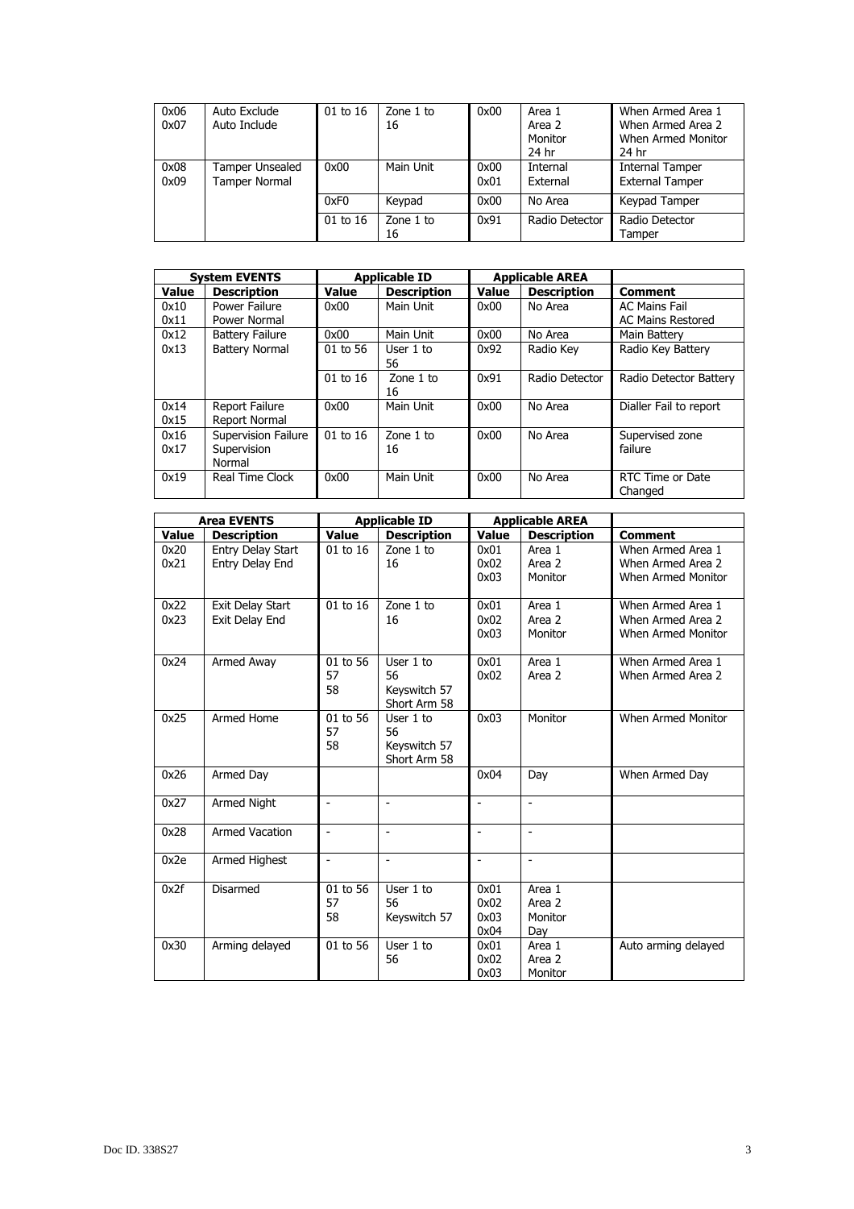| | | | | | | |
|---|---|---|---|---|---|---|
| 0x06<br>0x07 | Auto Exclude<br>Auto Include | 01 to 16 | Zone 1 to 16 | 0x00 | Area 1<br>Area 2<br>Monitor<br>24 hr | When Armed Area 1<br>When Armed Area 2<br>When Armed Monitor<br>24 hr |
| 0x08<br>0x09 | Tamper Unsealed<br>Tamper Normal | 0x00 | Main Unit | 0x00<br>0x01 | Internal<br>External | Internal Tamper<br>External Tamper |
| | | 0xF0 | Keypad | 0x00 | No Area | Keypad Tamper |
| | | 01 to 16 | Zone 1 to 16 | 0x91 | Radio Detector | Radio Detector Tamper |

| **System EVENTS** | | **Applicable ID** | | **Applicable AREA** | | |
|---|---|---|---|---|---|---|
| **Value** | **Description** | **Value** | **Description** | **Value** | **Description** | **Comment** |
| 0x10<br>0x11 | Power Failure<br>Power Normal | 0x00 | Main Unit | 0x00 | No Area | AC Mains Fail<br>AC Mains Restored |
| 0x12<br>0x13 | Battery Failure<br>Battery Normal | 0x00 | Main Unit | 0x00 | No Area | Main Battery |
| | | 01 to 56 | User 1 to 56 | 0x92 | Radio Key | Radio Key Battery |
| | | 01 to 16 | Zone 1 to 16 | 0x91 | Radio Detector | Radio Detector Battery |
| 0x14<br>0x15 | Report Failure<br>Report Normal | 0x00 | Main Unit | 0x00 | No Area | Dialler Fail to report |
| 0x16<br>0x17 | Supervision Failure<br>Supervision Normal | 01 to 16 | Zone 1 to 16 | 0x00 | No Area | Supervised zone failure |
| 0x19 | Real Time Clock | 0x00 | Main Unit | 0x00 | No Area | RTC Time or Date Changed |

| **Area EVENTS** | | **Applicable ID** | | **Applicable AREA** | | |
|---|---|---|---|---|---|---|
| **Value** | **Description** | **Value** | **Description** | **Value** | **Description** | **Comment** |
| 0x20<br>0x21 | Entry Delay Start<br>Entry Delay End | 01 to 16 | Zone 1 to 16 | 0x01<br>0x02<br>0x03 | Area 1<br>Area 2<br>Monitor | When Armed Area 1<br>When Armed Area 2<br>When Armed Monitor |
| 0x22<br>0x23 | Exit Delay Start<br>Exit Delay End | 01 to 16 | Zone 1 to 16 | 0x01<br>0x02<br>0x03 | Area 1<br>Area 2<br>Monitor | When Armed Area 1<br>When Armed Area 2<br>When Armed Monitor |
| 0x24 | Armed Away | 01 to 56<br>57<br>58 | User 1 to 56<br>Keyswitch 57<br>Short Arm 58 | 0x01<br>0x02 | Area 1<br>Area 2 | When Armed Area 1<br>When Armed Area 2 |
| 0x25 | Armed Home | 01 to 56<br>57<br>58 | User 1 to 56<br>Keyswitch 57<br>Short Arm 58 | 0x03 | Monitor | When Armed Monitor |
| 0x26 | Armed Day | | | 0x04 | Day | When Armed Day |
| 0x27 | Armed Night | - | - | - | - | |
| 0x28 | Armed Vacation | - | - | - | - | |
| 0x2e | Armed Highest | - | - | - | - | |
| 0x2f | Disarmed | 01 to 56<br>57<br>58 | User 1 to 56<br>Keyswitch 57 | 0x01<br>0x02<br>0x03<br>0x04 | Area 1<br>Area 2<br>Monitor<br>Day | |
| 0x30 | Arming delayed | 01 to 56 | User 1 to 56 | 0x01<br>0x02<br>0x03 | Area 1<br>Area 2<br>Monitor | Auto arming delayed |

Doc ID. 338S27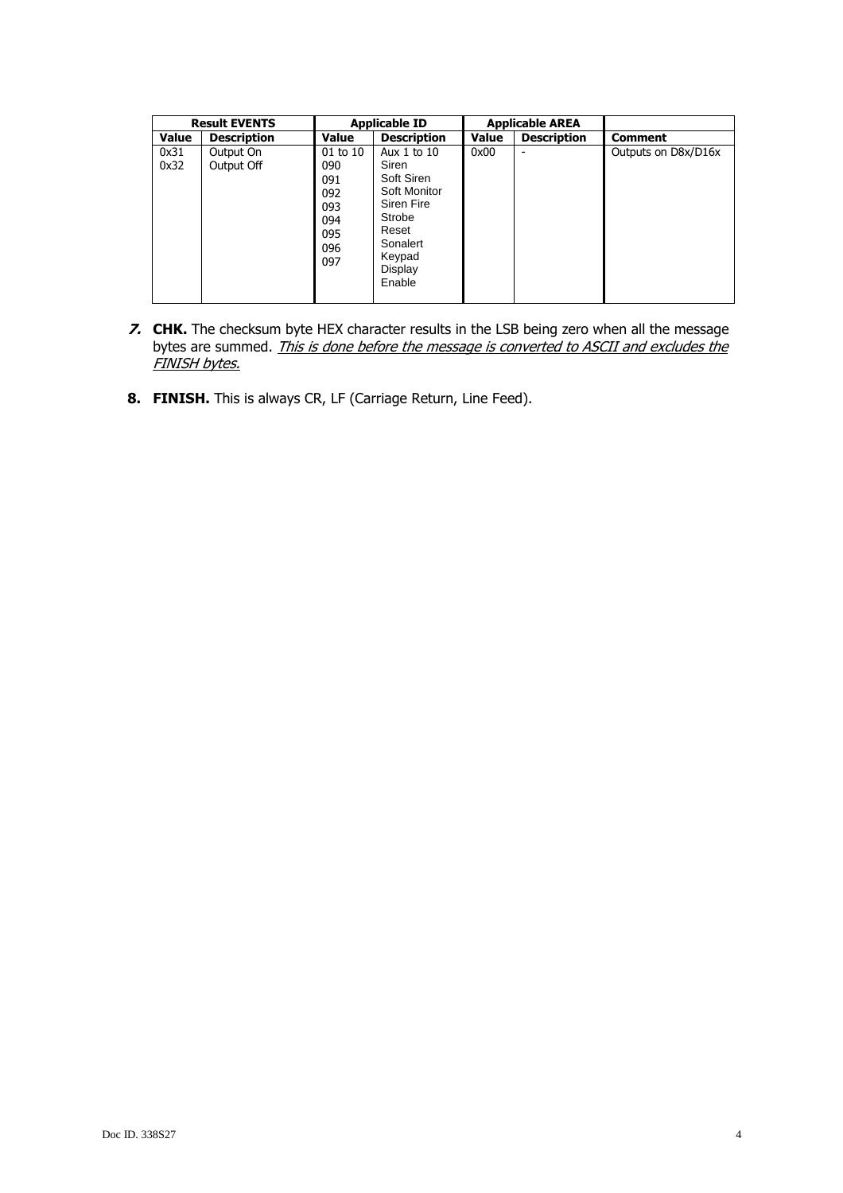| Result EVENTS | | Applicable ID | | Applicable AREA | | |
|---|---|---|---|---|---|---|
| **Value** | **Description** | **Value** | **Description** | **Value** | **Description** | **Comment** |
| 0x31<br>0x32 | Output On<br>Output Off | 01 to 10<br>090<br>091<br>092<br>093<br>094<br>095<br>096<br>097 | Aux 1 to 10<br>Siren<br>Soft Siren<br>Soft Monitor<br>Siren Fire<br>Strobe<br>Reset<br>Sonalert<br>Keypad<br>Display<br>Enable | 0x00 | - | Outputs on D8x/D16x |

7. **CHK.** The checksum byte HEX character results in the LSB being zero when all the message bytes are summed. *This is done before the message is converted to ASCII and excludes the FINISH bytes.*

8. **FINISH.** This is always CR, LF (Carriage Return, Line Feed).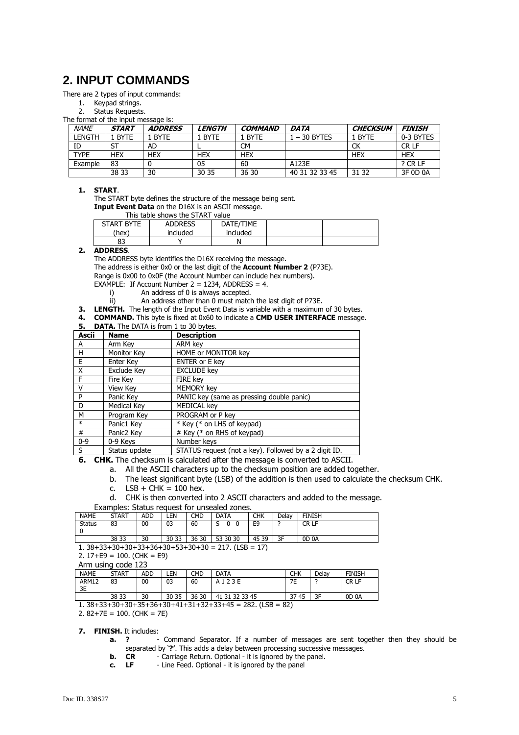## 2. INPUT COMMANDS

There are 2 types of input commands:

1. Keypad strings.
2. Status Requests.

The format of the input message is:

| *NAME* | ***START*** | ***ADDRESS*** | ***LENGTH*** | ***COMMAND*** | ***DATA*** | ***CHECKSUM*** | ***FINISH*** |
|---|---|---|---|---|---|---|---|
| LENGTH | 1 BYTE | 1 BYTE | 1 BYTE | 1 BYTE | 1 – 30 BYTES | 1 BYTE | 0-3 BYTES |
| ID | ST | AD | L | CM | | CK | CR LF |
| TYPE | HEX | HEX | HEX | HEX | | HEX | HEX |
| Example | 83 | 0 | 05 | 60 | A123E | | ? CR LF |
| | 38 33 | 30 | 30 35 | 36 30 | 40 31 32 33 45 | 31 32 | 3F 0D 0A |

1. **START**.
   The START byte defines the structure of the message being sent.
   **Input Event Data** on the D16X is an ASCII message.
   This table shows the START value

   | START BYTE (hex) | ADDRESS included | DATE/TIME included | | |
   |---|---|---|---|---|
   | 83 | Y | N | | |

2. **ADDRESS**.
   The ADDRESS byte identifies the D16X receiving the message.
   The address is either 0x0 or the last digit of the **Account Number 2** (P73E).
   Range is 0x00 to 0x0F (the Account Number can include hex numbers).
   EXAMPLE: If Account Number 2 = 1234, ADDRESS = 4.
   i) An address of 0 is always accepted.
   ii) An address other than 0 must match the last digit of P73E.
3. **LENGTH.** The length of the Input Event Data is variable with a maximum of 30 bytes.
4. **COMMAND.** This byte is fixed at 0x60 to indicate a **CMD USER INTERFACE** message.
5. **DATA.** The DATA is from 1 to 30 bytes.

| Ascii | Name | Description |
|---|---|---|
| A | Arm Key | ARM key |
| H | Monitor Key | HOME or MONITOR key |
| E | Enter Key | ENTER or E key |
| X | Exclude Key | EXCLUDE key |
| F | Fire Key | FIRE key |
| V | View Key | MEMORY key |
| P | Panic Key | PANIC key (same as pressing double panic) |
| D | Medical Key | MEDICAL key |
| M | Program Key | PROGRAM or P key |
| * | Panic1 Key | * Key (* on LHS of keypad) |
| # | Panic2 Key | # Key (* on RHS of keypad) |
| 0-9 | 0-9 Keys | Number keys |
| S | Status update | STATUS request (not a key). Followed by a 2 digit ID. |

6. **CHK.** The checksum is calculated after the message is converted to ASCII.
   a. All the ASCII characters up to the checksum position are added together.
   b. The least significant byte (LSB) of the addition is then used to calculate the checksum CHK.
   c. LSB + CHK = 100 hex.
   d. CHK is then converted into 2 ASCII characters and added to the message.

Examples: Status request for unsealed zones.

| NAME | START | ADD | LEN | CMD | DATA | CHK | Delay | FINISH |
|---|---|---|---|---|---|---|---|---|
| Status 0 | 83 | 00 | 03 | 60 | S 0 0 | E9 | ? | CR LF |
| | 38 33 | 30 | 30 33 | 36 30 | 53 30 30 | 45 39 | 3F | 0D 0A |

1. 38+33+30+30+33+36+30+53+30+30 = 217. (LSB = 17)
2. 17+E9 = 100. (CHK = E9)

Arm using code 123

| NAME | START | ADD | LEN | CMD | DATA | CHK | Delay | FINISH |
|---|---|---|---|---|---|---|---|---|
| ARM12 3E | 83 | 00 | 03 | 60 | A 1 2 3 E | 7E | ? | CR LF |
| | 38 33 | 30 | 30 35 | 36 30 | 41 31 32 33 45 | 37 45 | 3F | 0D 0A |

1. 38+33+30+30+35+36+30+41+31+32+33+45 = 282. (LSB = 82)
2. 82+7E = 100. (CHK = 7E)

7. **FINISH.** It includes:
   a. **?** - Command Separator. If a number of messages are sent together then they should be separated by '**?**'. This adds a delay between processing successive messages.
   b. **CR** - Carriage Return. Optional - it is ignored by the panel.
   c. **LF** - Line Feed. Optional - it is ignored by the panel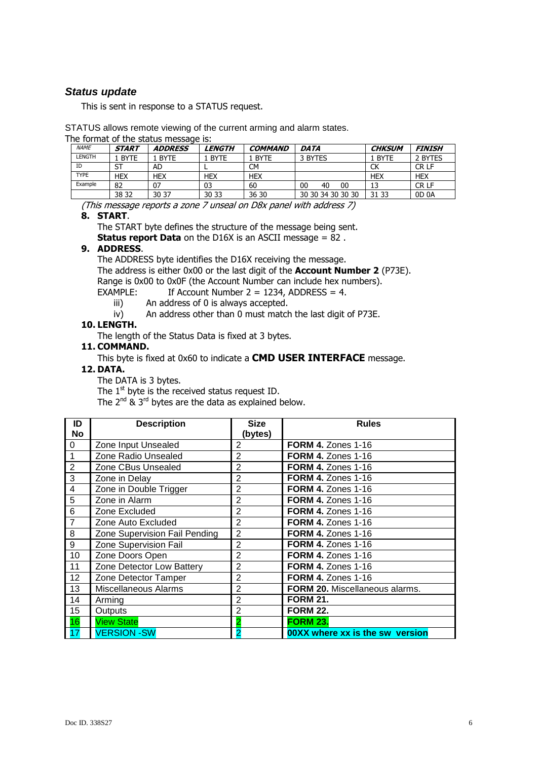### *Status update*

This is sent in response to a STATUS request.

STATUS allows remote viewing of the current arming and alarm states.
The format of the status message is:

| *NAME* | ***START*** | ***ADDRESS*** | ***LENGTH*** | ***COMMAND*** | ***DATA*** | ***CHKSUM*** | ***FINISH*** |
|---|---|---|---|---|---|---|---|
| LENGTH | 1 BYTE | 1 BYTE | 1 BYTE | 1 BYTE | 3 BYTES | 1 BYTE | 2 BYTES |
| ID | ST | AD | L | CM | | CK | CR LF |
| TYPE | HEX | HEX | HEX | HEX | | HEX | HEX |
| Example | 82 | 07 | 03 | 60 | 00 40 00 | 13 | CR LF |
| | 38 32 | 30 37 | 30 33 | 36 30 | 30 30 34 30 30 30 | 31 33 | 0D 0A |

*(This message reports a zone 7 unseal on D8x panel with address 7)*

**8. START**.

The START byte defines the structure of the message being sent.
**Status report Data** on the D16X is an ASCII message = 82 .

**9. ADDRESS**.

The ADDRESS byte identifies the D16X receiving the message.
The address is either 0x00 or the last digit of the **Account Number 2** (P73E).
Range is 0x00 to 0x0F (the Account Number can include hex numbers).
EXAMPLE: If Account Number 2 = 1234, ADDRESS = 4.

iii) An address of 0 is always accepted.
iv) An address other than 0 must match the last digit of P73E.

**10. LENGTH.**

The length of the Status Data is fixed at 3 bytes.

**11. COMMAND.**

This byte is fixed at 0x60 to indicate a **CMD USER INTERFACE** message.

**12. DATA.**

The DATA is 3 bytes.
The 1st byte is the received status request ID.
The 2nd & 3rd bytes are the data as explained below.

| ID No | Description | Size (bytes) | Rules |
|---|---|---|---|
| 0 | Zone Input Unsealed | 2 | **FORM 4.** Zones 1-16 |
| 1 | Zone Radio Unsealed | 2 | **FORM 4.** Zones 1-16 |
| 2 | Zone CBus Unsealed | 2 | **FORM 4.** Zones 1-16 |
| 3 | Zone in Delay | 2 | **FORM 4.** Zones 1-16 |
| 4 | Zone in Double Trigger | 2 | **FORM 4.** Zones 1-16 |
| 5 | Zone in Alarm | 2 | **FORM 4.** Zones 1-16 |
| 6 | Zone Excluded | 2 | **FORM 4.** Zones 1-16 |
| 7 | Zone Auto Excluded | 2 | **FORM 4.** Zones 1-16 |
| 8 | Zone Supervision Fail Pending | 2 | **FORM 4.** Zones 1-16 |
| 9 | Zone Supervision Fail | 2 | **FORM 4.** Zones 1-16 |
| 10 | Zone Doors Open | 2 | **FORM 4.** Zones 1-16 |
| 11 | Zone Detector Low Battery | 2 | **FORM 4.** Zones 1-16 |
| 12 | Zone Detector Tamper | 2 | **FORM 4.** Zones 1-16 |
| 13 | Miscellaneous Alarms | 2 | **FORM 20.** Miscellaneous alarms. |
| 14 | Arming | 2 | **FORM 21.** |
| 15 | Outputs | 2 | **FORM 22.** |
| 16 | View State | 2 | **FORM 23.** |
| 17 | VERSION -SW | 2 | **00XX where xx is the sw version** |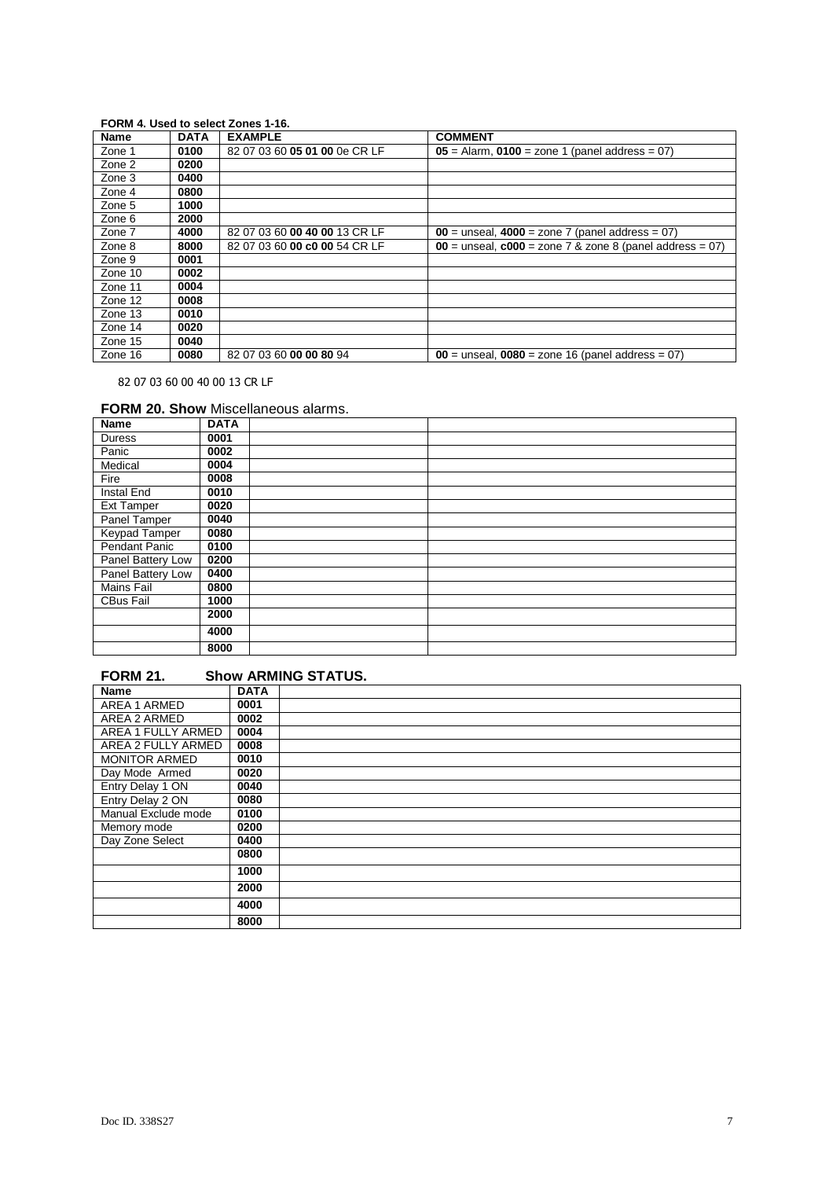**FORM 4. Used to select Zones 1-16.**

| Name | DATA | EXAMPLE | COMMENT |
|---|---|---|---|
| Zone 1 | **0100** | 82 07 03 60 **05 01 00** 0e CR LF | **05** = Alarm, **0100** = zone 1 (panel address = 07) |
| Zone 2 | **0200** | | |
| Zone 3 | **0400** | | |
| Zone 4 | **0800** | | |
| Zone 5 | **1000** | | |
| Zone 6 | **2000** | | |
| Zone 7 | **4000** | 82 07 03 60 **00 40 00** 13 CR LF | **00** = unseal, **4000** = zone 7 (panel address = 07) |
| Zone 8 | **8000** | 82 07 03 60 **00 c0 00** 54 CR LF | **00** = unseal, **c000** = zone 7 & zone 8 (panel address = 07) |
| Zone 9 | **0001** | | |
| Zone 10 | **0002** | | |
| Zone 11 | **0004** | | |
| Zone 12 | **0008** | | |
| Zone 13 | **0010** | | |
| Zone 14 | **0020** | | |
| Zone 15 | **0040** | | |
| Zone 16 | **0080** | 82 07 03 60 **00 00 80** 94 | **00** = unseal, **0080** = zone 16 (panel address = 07) |

82 07 03 60 00 40 00 13 CR LF

**FORM 20. Show** Miscellaneous alarms.

| Name | DATA | | |
|---|---|---|---|
| Duress | **0001** | | |
| Panic | **0002** | | |
| Medical | **0004** | | |
| Fire | **0008** | | |
| Instal End | **0010** | | |
| Ext Tamper | **0020** | | |
| Panel Tamper | **0040** | | |
| Keypad Tamper | **0080** | | |
| Pendant Panic | **0100** | | |
| Panel Battery Low | **0200** | | |
| Panel Battery Low | **0400** | | |
| Mains Fail | **0800** | | |
| CBus Fail | **1000** | | |
| | **2000** | | |
| | **4000** | | |
| | **8000** | | |

**FORM 21. Show ARMING STATUS.**

| Name | DATA | |
|---|---|---|
| AREA 1 ARMED | **0001** | |
| AREA 2 ARMED | **0002** | |
| AREA 1 FULLY ARMED | **0004** | |
| AREA 2 FULLY ARMED | **0008** | |
| MONITOR ARMED | **0010** | |
| Day Mode Armed | **0020** | |
| Entry Delay 1 ON | **0040** | |
| Entry Delay 2 ON | **0080** | |
| Manual Exclude mode | **0100** | |
| Memory mode | **0200** | |
| Day Zone Select | **0400** | |
| | **0800** | |
| | **1000** | |
| | **2000** | |
| | **4000** | |
| | **8000** | |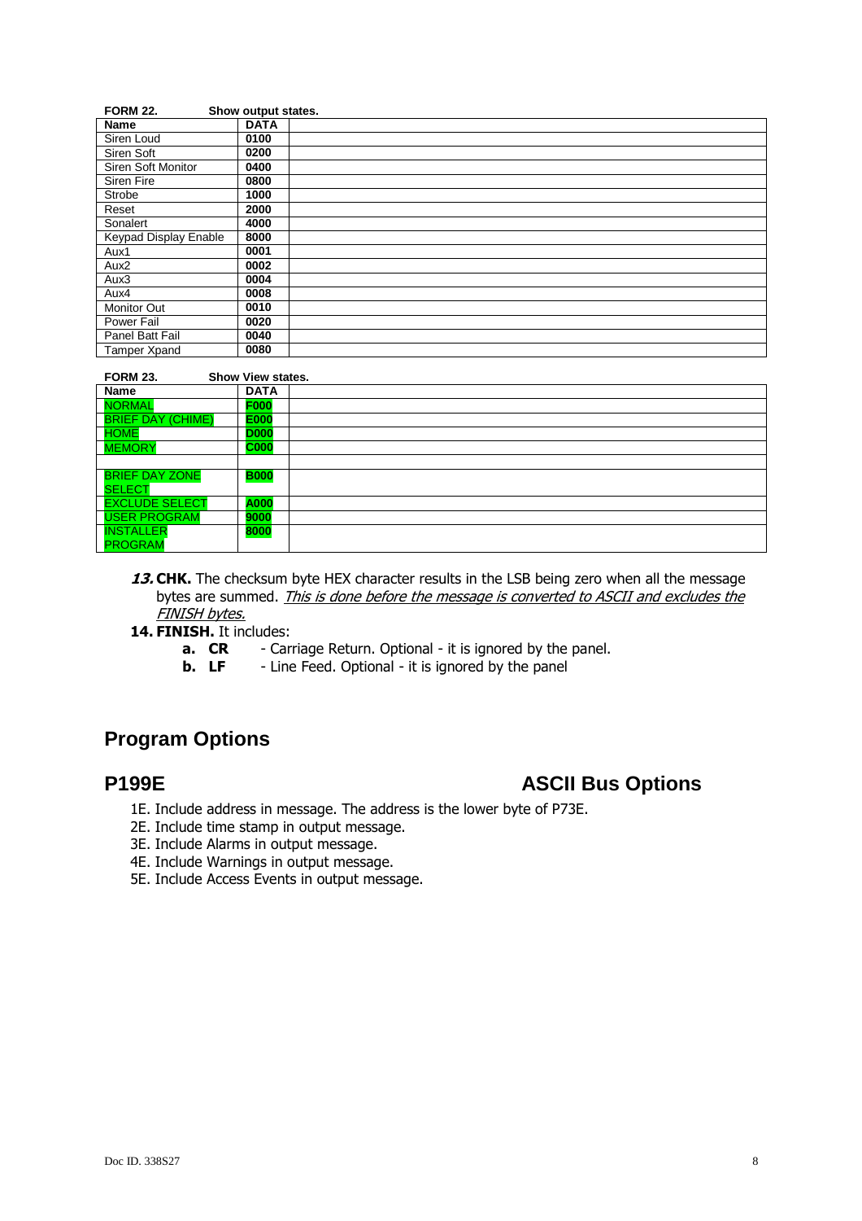**FORM 22.** **Show output states.**

| Name | DATA | |
|---|---|---|
| Siren Loud | 0100 | |
| Siren Soft | 0200 | |
| Siren Soft Monitor | 0400 | |
| Siren Fire | 0800 | |
| Strobe | 1000 | |
| Reset | 2000 | |
| Sonalert | 4000 | |
| Keypad Display Enable | 8000 | |
| Aux1 | 0001 | |
| Aux2 | 0002 | |
| Aux3 | 0004 | |
| Aux4 | 0008 | |
| Monitor Out | 0010 | |
| Power Fail | 0020 | |
| Panel Batt Fail | 0040 | |
| Tamper Xpand | 0080 | |

**FORM 23.** **Show View states.**

| Name | DATA | |
|---|---|---|
| NORMAL | F000 | |
| BRIEF DAY (CHIME) | E000 | |
| HOME | D000 | |
| MEMORY | C000 | |
| | | |
| BRIEF DAY ZONE SELECT | B000 | |
| EXCLUDE SELECT | A000 | |
| USER PROGRAM | 9000 | |
| INSTALLER PROGRAM | 8000 | |

13. **CHK.** The checksum byte HEX character results in the LSB being zero when all the message bytes are summed. *This is done before the message is converted to ASCII and excludes the FINISH bytes.*

14. **FINISH.** It includes:
    a. **CR** - Carriage Return. Optional - it is ignored by the panel.
    b. **LF** - Line Feed. Optional - it is ignored by the panel

# Program Options

## P199E ASCII Bus Options

1E. Include address in message. The address is the lower byte of P73E.
2E. Include time stamp in output message.
3E. Include Alarms in output message.
4E. Include Warnings in output message.
5E. Include Access Events in output message.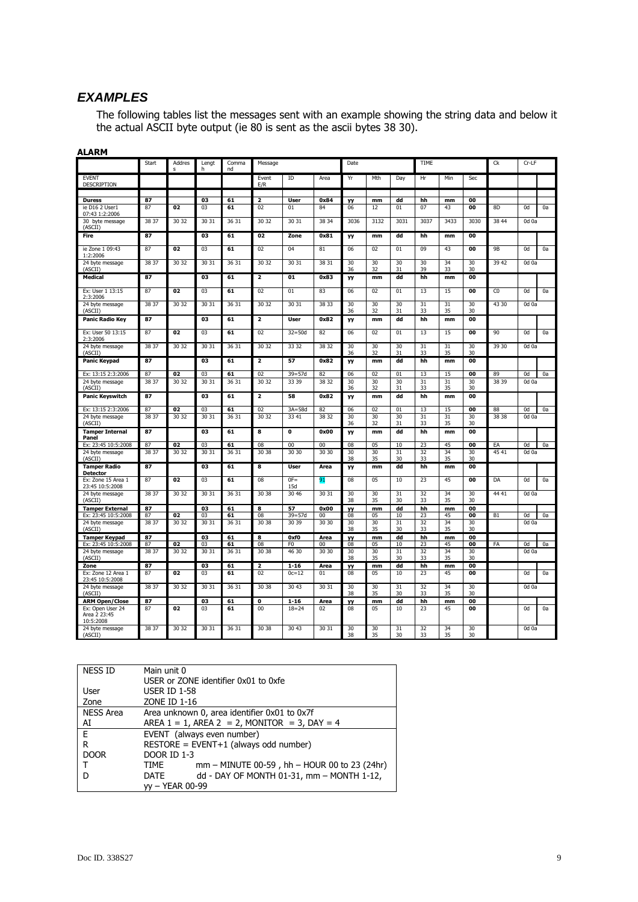## *EXAMPLES*

The following tables list the messages sent with an example showing the string data and below it the actual ASCII byte output (ie 80 is sent as the ascii bytes 38 30).

**ALARM**

| | Start | Address | Length | Command | Message | | | Date | | | TIME | | | Ck | Cr-LF | |
|---|---|---|---|---|---|---|---|---|---|---|---|---|---|---|---|---|
| EVENT DESCRIPTION | | | | | Event E/R | ID | Area | Yr | Mth | Day | Hr | Min | Sec | | | |
| **Duress** | **87** | | **03** | **61** | **2** | **User** | **0x84** | **yy** | **mm** | **dd** | **hh** | **mm** | **00** | | | |
| ie D16 2 User1 07:43 1:2:2006 | 87 | **02** | 03 | **61** | 02 | 01 | 84 | 06 | 12 | 01 | 07 | 43 | **00** | 8D | 0d | 0a |
| 30 byte message (ASCII) | 38 37 | 30 32 | 30 31 | 36 31 | 30 32 | 30 31 | 38 34 | 3036 | 3132 | 3031 | 3037 | 3433 | 3030 | 38 44 | 0d 0a | |
| **Fire** | **87** | | **03** | **61** | **02** | **Zone** | **0x81** | **yy** | **mm** | **dd** | **hh** | **mm** | **00** | | | |
| ie Zone 1 09:43 1:2:2006 | 87 | **02** | 03 | **61** | 02 | 04 | 81 | 06 | 02 | 01 | 09 | 43 | **00** | 9B | 0d | 0a |
| 24 byte message (ASCII) | 38 37 | 30 32 | 30 31 | 36 31 | 30 32 | 30 31 | 38 31 | 30 36 | 30 32 | 30 31 | 30 39 | 34 33 | 30 30 | 39 42 | 0d 0a | |
| **Medical** | **87** | | **03** | **61** | **2** | **01** | **0x83** | **yy** | **mm** | **dd** | **hh** | **mm** | **00** | | | |
| Ex: User 1 13:15 2:3:2006 | 87 | **02** | 03 | **61** | 02 | 01 | 83 | 06 | 02 | 01 | 13 | 15 | **00** | C0 | 0d | 0a |
| 24 byte message (ASCII) | 38 37 | 30 32 | 30 31 | 36 31 | 30 32 | 30 31 | 38 33 | 30 36 | 30 32 | 30 31 | 31 33 | 31 35 | 30 30 | 43 30 | 0d 0a | |
| **Panic Radio Key** | **87** | | **03** | **61** | **2** | **User** | **0x82** | **yy** | **mm** | **dd** | **hh** | **mm** | **00** | | | |
| Ex: User 50 13:15 2:3:2006 | 87 | **02** | 03 | **61** | 02 | 32=50d | 82 | 06 | 02 | 01 | 13 | 15 | **00** | 90 | 0d | 0a |
| 24 byte message (ASCII) | 38 37 | 30 32 | 30 31 | 36 31 | 30 32 | 33 32 | 38 32 | 30 36 | 30 32 | 30 31 | 31 33 | 31 35 | 30 30 | 39 30 | 0d 0a | |
| **Panic Keypad** | **87** | | **03** | **61** | **2** | **57** | **0x82** | **yy** | **mm** | **dd** | **hh** | **mm** | **00** | | | |
| Ex: 13:15 2:3:2006 | 87 | **02** | 03 | **61** | 02 | 39=57d | 82 | 06 | 02 | 01 | 13 | 15 | **00** | 89 | 0d | 0a |
| 24 byte message (ASCII) | 38 37 | 30 32 | 30 31 | 36 31 | 30 32 | 33 39 | 38 32 | 30 36 | 30 32 | 30 31 | 31 33 | 31 35 | 30 30 | 38 39 | 0d 0a | |
| **Panic Keyswitch** | **87** | | **03** | **61** | **2** | **58** | **0x82** | **yy** | **mm** | **dd** | **hh** | **mm** | **00** | | | |
| Ex: 13:15 2:3:2006 | 87 | **02** | 03 | **61** | 02 | 3A=58d | 82 | 06 | 02 | 01 | 13 | 15 | **00** | 88 | 0d | 0a |
| 24 byte message (ASCII) | 38 37 | 30 32 | 30 31 | 36 31 | 30 32 | 33 41 | 38 32 | 30 36 | 30 32 | 30 31 | 31 33 | 31 35 | 30 30 | 38 38 | 0d 0a | |
| **Tamper Internal Panel** | **87** | | **03** | **61** | **8** | **0** | **0x00** | **yy** | **mm** | **dd** | **hh** | **mm** | **00** | | | |
| Ex: 23:45 10:5:2008 | 87 | **02** | 03 | **61** | 08 | 00 | 00 | 08 | 05 | 10 | 23 | 45 | **00** | EA | 0d | 0a |
| 24 byte message (ASCII) | 38 37 | 30 32 | 30 31 | 36 31 | 30 38 | 30 30 | 30 30 | 30 38 | 30 35 | 31 30 | 32 33 | 34 35 | 30 30 | 45 41 | 0d 0a | |
| **Tamper Radio Detector** | **87** | | **03** | **61** | **8** | **User** | **Area** | **yy** | **mm** | **dd** | **hh** | **mm** | **00** | | | |
| Ex: Zone 15 Area 1 23:45 10:5:2008 | 87 | **02** | 03 | **61** | 08 | 0F= 15d | 91 | 08 | 05 | 10 | 23 | 45 | **00** | DA | 0d | 0a |
| 24 byte message (ASCII) | 38 37 | 30 32 | 30 31 | 36 31 | 30 38 | 30 46 | 30 31 | 30 38 | 30 35 | 31 30 | 32 33 | 34 35 | 30 30 | 44 41 | 0d 0a | |
| **Tamper External** | **87** | | **03** | **61** | **8** | **57** | **0x00** | **yy** | **mm** | **dd** | **hh** | **mm** | **00** | | | |
| Ex: 23:45 10:5:2008 | 87 | **02** | 03 | **61** | 08 | 39=57d | 00 | 08 | 05 | 10 | 23 | 45 | **00** | B1 | 0d | 0a |
| 24 byte message (ASCII) | 38 37 | 30 32 | 30 31 | 36 31 | 30 38 | 33 39 | 30 30 | 30 38 | 30 35 | 31 30 | 32 33 | 34 35 | 30 30 | | 0d 0a | |
| **Tamper Keypad** | **87** | | **03** | **61** | **8** | **0xf0** | **Area** | **yy** | **mm** | **dd** | **hh** | **mm** | **00** | | | |
| Ex: 23:45 10:5:2008 | 87 | **02** | 03 | **61** | 08 | F0 | 00 | 08 | 05 | 10 | 23 | 45 | **00** | FA | 0d | 0a |
| 24 byte message (ASCII) | 38 37 | 30 32 | 30 31 | 36 31 | 30 38 | 46 30 | 30 30 | 30 38 | 30 35 | 31 30 | 32 33 | 34 35 | 30 30 | | 0d 0a | |
| **Zone** | **87** | | **03** | **61** | **2** | **1-16** | **Area** | **yy** | **mm** | **dd** | **hh** | **mm** | **00** | | | |
| Ex: Zone 12 Area 1 23:45 10:5:2008 | 87 | **02** | 03 | **61** | 02 | 0c=12 | 01 | 08 | 05 | 10 | 23 | 45 | **00** | | 0d | 0a |
| 24 byte message (ASCII) | 38 37 | 30 32 | 30 31 | 36 31 | 30 38 | 30 43 | 30 31 | 30 38 | 30 35 | 31 30 | 32 33 | 34 35 | 30 30 | | 0d 0a | |
| **ARM Open/Close** | **87** | | **03** | **61** | **0** | **1-16** | **Area** | **yy** | **mm** | **dd** | **hh** | **mm** | **00** | | | |
| Ex: Open User 24 Area 2 23:45 10:5:2008 | 87 | **02** | 03 | **61** | 00 | 18=24 | 02 | 08 | 05 | 10 | 23 | 45 | **00** | | 0d | 0a |
| 24 byte message (ASCII) | 38 37 | 30 32 | 30 31 | 36 31 | 30 38 | 30 43 | 30 31 | 30 38 | 30 35 | 31 30 | 32 33 | 34 35 | 30 30 | | 0d 0a | |

| | |
|---|---|
| NESS ID | Main unit 0<br>USER or ZONE identifier 0x01 to 0xfe |
| User | USER ID 1-58 |
| Zone | ZONE ID 1-16 |
| NESS Area | Area unknown 0, area identifier 0x01 to 0x7f |
| AI | AREA 1 = 1, AREA 2 = 2, MONITOR = 3, DAY = 4 |
| E | EVENT (always even number) |
| R | RESTORE = EVENT+1 (always odd number) |
| DOOR | DOOR ID 1-3 |
| T | TIME mm – MINUTE 00-59 , hh – HOUR 00 to 23 (24hr) |
| D | DATE dd - DAY OF MONTH 01-31, mm – MONTH 1-12, yy – YEAR 00-99 |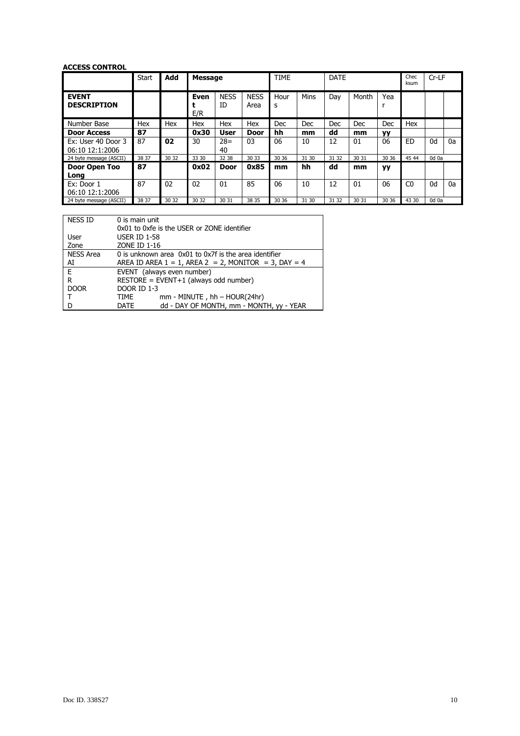**ACCESS CONTROL**

| | Start | Add | Message | | | TIME | | DATE | | | Checksum | Cr-LF | |
|---|---|---|---|---|---|---|---|---|---|---|---|---|---|
| **EVENT DESCRIPTION** | | | **Event E/R** | NESS ID | NESS Area | Hours | Mins | Day | Month | Year | | | |
| Number Base | Hex | Hex | Hex | Hex | Hex | Dec | Dec | Dec | Dec | Dec | Hex | | |
| **Door Access** | **87** | | **0x30** | **User** | **Door** | **hh** | **mm** | **dd** | **mm** | **yy** | | | |
| Ex: User 40 Door 3 06:10 12:1:2006 | 87 | **02** | 30 | 28= 40 | 03 | 06 | 10 | 12 | 01 | 06 | ED | 0d | 0a |
| 24 byte message (ASCII) | 38 37 | 30 32 | 33 30 | 32 38 | 30 33 | 30 36 | 31 30 | 31 32 | 30 31 | 30 36 | 45 44 | 0d 0a | |
| **Door Open Too Long** | **87** | | **0x02** | **Door** | **0x85** | **mm** | **hh** | **dd** | **mm** | **yy** | | | |
| Ex: Door 1 06:10 12:1:2006 | 87 | 02 | 02 | 01 | 85 | 06 | 10 | 12 | 01 | 06 | C0 | 0d | 0a |
| 24 byte message (ASCII) | 38 37 | 30 32 | 30 32 | 30 31 | 38 35 | 30 36 | 31 30 | 31 32 | 30 31 | 30 36 | 43 30 | 0d 0a | |

| | |
|---|---|
| NESS ID | 0 is main unit<br>0x01 to 0xfe is the USER or ZONE identifier |
| User | USER ID 1-58 |
| Zone | ZONE ID 1-16 |
| NESS Area | 0 is unknown area 0x01 to 0x7f is the area identifier |
| AI | AREA ID AREA 1 = 1, AREA 2 = 2, MONITOR = 3, DAY = 4 |
| E | EVENT (always even number) |
| R | RESTORE = EVENT+1 (always odd number) |
| DOOR | DOOR ID 1-3 |
| T | TIME mm - MINUTE , hh – HOUR(24hr) |
| D | DATE dd - DAY OF MONTH, mm - MONTH, yy - YEAR |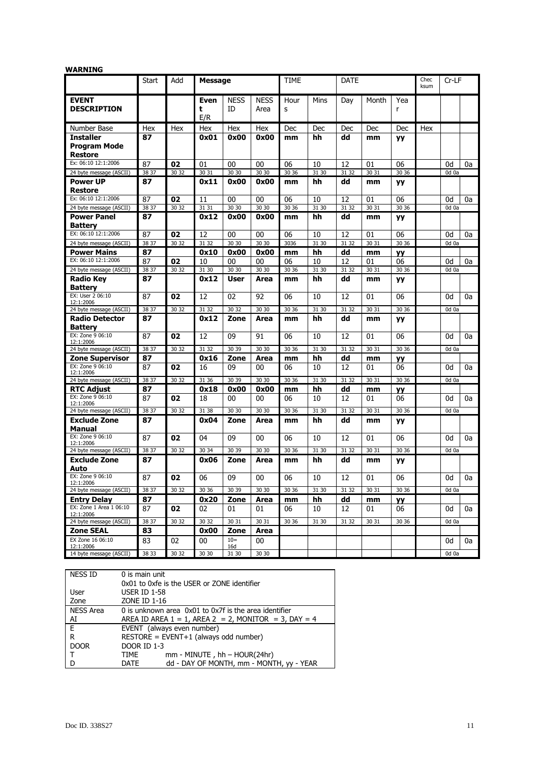**WARNING**

| | Start | Add | Message | | | TIME | | DATE | | | Chec ksum | Cr-LF | |
|---|---|---|---|---|---|---|---|---|---|---|---|---|---|
| **EVENT DESCRIPTION** | | | **Event E/R** | NESS ID | NESS Area | Hours | Mins | Day | Month | Year | | | |
| Number Base | Hex | Hex | Hex | Hex | Hex | Dec | Dec | Dec | Dec | Dec | Hex | | |
| **Installer Program Mode Restore** | **87** | | **0x01** | **0x00** | **0x00** | **mm** | **hh** | **dd** | **mm** | **yy** | | | |
| Ex: 06:10 12:1:2006 | 87 | **02** | 01 | 00 | 00 | 06 | 10 | 12 | 01 | 06 | | 0d | 0a |
| 24 byte message (ASCII) | 38 37 | 30 32 | 30 31 | 30 30 | 30 30 | 30 36 | 31 30 | 31 32 | 30 31 | 30 36 | | 0d 0a | |
| **Power UP Restore** | **87** | | **0x11** | **0x00** | **0x00** | **mm** | **hh** | **dd** | **mm** | **yy** | | | |
| Ex: 06:10 12:1:2006 | 87 | **02** | 11 | 00 | 00 | 06 | 10 | 12 | 01 | 06 | | 0d | 0a |
| 24 byte message (ASCII) | 38 37 | 30 32 | 31 31 | 30 30 | 30 30 | 30 36 | 31 30 | 31 32 | 30 31 | 30 36 | | 0d 0a | |
| **Power Panel Battery** | **87** | | **0x12** | **0x00** | **0x00** | **mm** | **hh** | **dd** | **mm** | **yy** | | | |
| EX: 06:10 12:1:2006 | 87 | **02** | 12 | 00 | 00 | 06 | 10 | 12 | 01 | 06 | | 0d | 0a |
| 24 byte message (ASCII) | 38 37 | 30 32 | 31 32 | 30 30 | 30 30 | 3036 | 31 30 | 31 32 | 30 31 | 30 36 | | 0d 0a | |
| **Power Mains** | **87** | | **0x10** | **0x00** | **0x00** | **mm** | **hh** | **dd** | **mm** | **yy** | | | |
| EX: 06:10 12:1:2006 | 87 | **02** | 10 | 00 | 00 | 06 | 10 | 12 | 01 | 06 | | 0d | 0a |
| 24 byte message (ASCII) | 38 37 | 30 32 | 31 30 | 30 30 | 30 30 | 30 36 | 31 30 | 31 32 | 30 31 | 30 36 | | 0d 0a | |
| **Radio Key Battery** | **87** | | **0x12** | **User** | **Area** | **mm** | **hh** | **dd** | **mm** | **yy** | | | |
| EX: User 2 06:10 12:1:2006 | 87 | **02** | 12 | 02 | 92 | 06 | 10 | 12 | 01 | 06 | | 0d | 0a |
| 24 byte message (ASCII) | 38 37 | 30 32 | 31 32 | 30 32 | 30 30 | 30 36 | 31 30 | 31 32 | 30 31 | 30 36 | | 0d 0a | |
| **Radio Detector Battery** | **87** | | **0x12** | **Zone** | **Area** | **mm** | **hh** | **dd** | **mm** | **yy** | | | |
| EX: Zone 9 06:10 12:1:2006 | 87 | **02** | 12 | 09 | 91 | 06 | 10 | 12 | 01 | 06 | | 0d | 0a |
| 24 byte message (ASCII) | 38 37 | 30 32 | 31 32 | 30 39 | 30 30 | 30 36 | 31 30 | 31 32 | 30 31 | 30 36 | | 0d 0a | |
| **Zone Supervisor** | **87** | | **0x16** | **Zone** | **Area** | **mm** | **hh** | **dd** | **mm** | **yy** | | | |
| EX: Zone 9 06:10 12:1:2006 | 87 | **02** | 16 | 09 | 00 | 06 | 10 | 12 | 01 | 06 | | 0d | 0a |
| 24 byte message (ASCII) | 38 37 | 30 32 | 31 36 | 30 39 | 30 30 | 30 36 | 31 30 | 31 32 | 30 31 | 30 36 | | 0d 0a | |
| **RTC Adjust** | **87** | | **0x18** | **0x00** | **0x00** | **mm** | **hh** | **dd** | **mm** | **yy** | | | |
| EX: Zone 9 06:10 12:1:2006 | 87 | **02** | 18 | 00 | 00 | 06 | 10 | 12 | 01 | 06 | | 0d | 0a |
| 24 byte message (ASCII) | 38 37 | 30 32 | 31 38 | 30 30 | 30 30 | 30 36 | 31 30 | 31 32 | 30 31 | 30 36 | | 0d 0a | |
| **Exclude Zone Manual** | **87** | | **0x04** | **Zone** | **Area** | **mm** | **hh** | **dd** | **mm** | **yy** | | | |
| EX: Zone 9 06:10 12:1:2006 | 87 | **02** | 04 | 09 | 00 | 06 | 10 | 12 | 01 | 06 | | 0d | 0a |
| 24 byte message (ASCII) | 38 37 | 30 32 | 30 34 | 30 39 | 30 30 | 30 36 | 31 30 | 31 32 | 30 31 | 30 36 | | 0d 0a | |
| **Exclude Zone Auto** | **87** | | **0x06** | **Zone** | **Area** | **mm** | **hh** | **dd** | **mm** | **yy** | | | |
| EX: Zone 9 06:10 12:1:2006 | 87 | **02** | 06 | 09 | 00 | 06 | 10 | 12 | 01 | 06 | | 0d | 0a |
| 24 byte message (ASCII) | 38 37 | 30 32 | 30 36 | 30 39 | 30 30 | 30 36 | 31 30 | 31 32 | 30 31 | 30 36 | | 0d 0a | |
| **Entry Delay** | **87** | | **0x20** | **Zone** | **Area** | **mm** | **hh** | **dd** | **mm** | **yy** | | | |
| EX: Zone 1 Area 1 06:10 12:1:2006 | 87 | **02** | 02 | 01 | 01 | 06 | 10 | 12 | 01 | 06 | | 0d | 0a |
| 24 byte message (ASCII) | 38 37 | 30 32 | 30 32 | 30 31 | 30 31 | 30 36 | 31 30 | 31 32 | 30 31 | 30 36 | | 0d 0a | |
| **Zone SEAL** | **83** | | **0x00** | **Zone** | **Area** | | | | | | | | |
| EX Zone 16 06:10 12:1:2006 | 83 | 02 | 00 | 10= 16d | 00 | | | | | | | 0d | 0a |
| 14 byte message (ASCII) | 38 33 | 30 32 | 30 30 | 31 30 | 30 30 | | | | | | | 0d 0a | |

| | |
|---|---|
| NESS ID | 0 is main unit<br>0x01 to 0xfe is the USER or ZONE identifier |
| User | USER ID 1-58 |
| Zone | ZONE ID 1-16 |
| NESS Area<br>AI | 0 is unknown area 0x01 to 0x7f is the area identifier<br>AREA ID AREA 1 = 1, AREA 2 = 2, MONITOR = 3, DAY = 4 |
| E | EVENT (always even number) |
| R | RESTORE = EVENT+1 (always odd number) |
| DOOR | DOOR ID 1-3 |
| T | TIME mm - MINUTE , hh – HOUR(24hr) |
| D | DATE dd - DAY OF MONTH, mm - MONTH, yy - YEAR |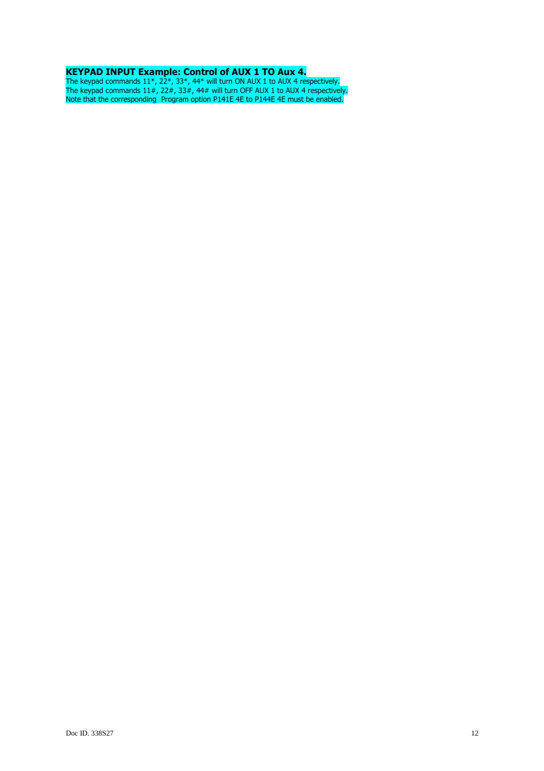**KEYPAD INPUT Example: Control of AUX 1 TO Aux 4.**

The keypad commands 11*, 22*, 33*, 44* will turn ON AUX 1 to AUX 4 respectively.
The keypad commands 11#, 22#, 33#, 44# will turn OFF AUX 1 to AUX 4 respectively.
Note that the corresponding Program option P141E 4E to P144E 4E must be enabled.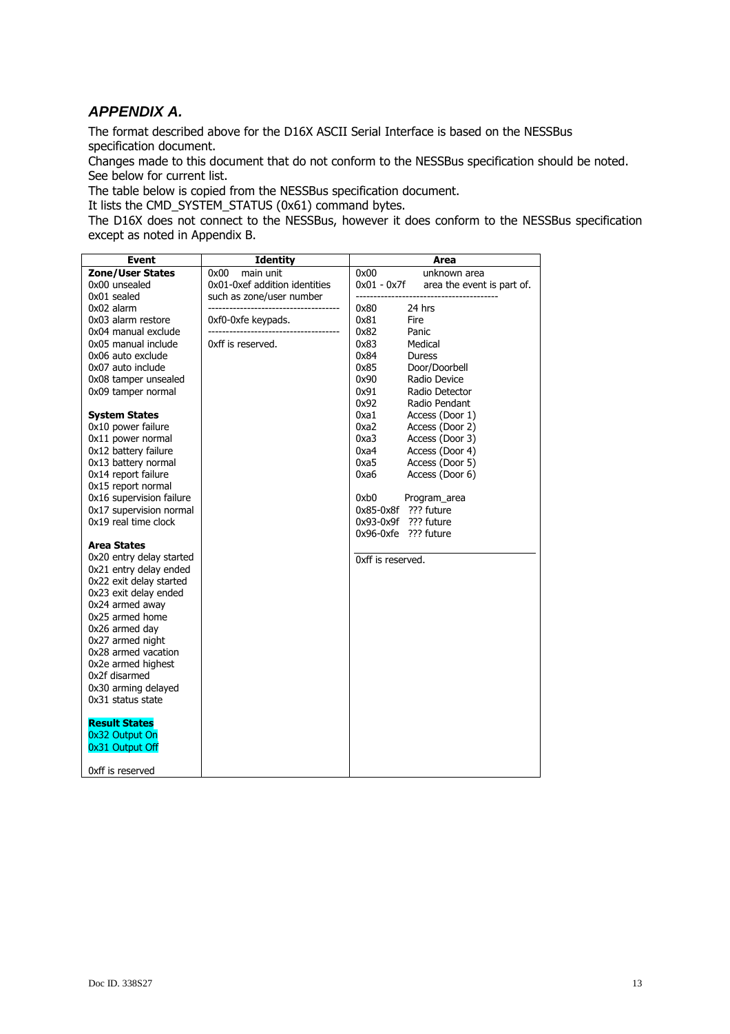## *APPENDIX A.*

The format described above for the D16X ASCII Serial Interface is based on the NESSBus specification document.

Changes made to this document that do not conform to the NESSBus specification should be noted. See below for current list.

The table below is copied from the NESSBus specification document.

It lists the CMD_SYSTEM_STATUS (0x61) command bytes.

The D16X does not connect to the NESSBus, however it does conform to the NESSBus specification except as noted in Appendix B.

| Event | Identity | Area |
|---|---|---|
| **Zone/User States**<br>0x00 unsealed<br>0x01 sealed<br>0x02 alarm<br>0x03 alarm restore<br>0x04 manual exclude<br>0x05 manual include<br>0x06 auto exclude<br>0x07 auto include<br>0x08 tamper unsealed<br>0x09 tamper normal<br><br>**System States**<br>0x10 power failure<br>0x11 power normal<br>0x12 battery failure<br>0x13 battery normal<br>0x14 report failure<br>0x15 report normal<br>0x16 supervision failure<br>0x17 supervision normal<br>0x19 real time clock<br><br>**Area States**<br>0x20 entry delay started<br>0x21 entry delay ended<br>0x22 exit delay started<br>0x23 exit delay ended<br>0x24 armed away<br>0x25 armed home<br>0x26 armed day<br>0x27 armed night<br>0x28 armed vacation<br>0x2e armed highest<br>0x2f disarmed<br>0x30 arming delayed<br>0x31 status state<br><br>**Result States**<br>0x32 Output On<br>0x31 Output Off<br><br>0xff is reserved | 0x00 main unit<br>0x01-0xef addition identities such as zone/user number<br>------------------------------------<br>0xf0-0xfe keypads.<br>------------------------------------<br>0xff is reserved. | 0x00 unknown area<br>0x01 - 0x7f area the event is part of.<br>---------------------------------------<br>0x80 24 hrs<br>0x81 Fire<br>0x82 Panic<br>0x83 Medical<br>0x84 Duress<br>0x85 Door/Doorbell<br>0x90 Radio Device<br>0x91 Radio Detector<br>0x92 Radio Pendant<br>0xa1 Access (Door 1)<br>0xa2 Access (Door 2)<br>0xa3 Access (Door 3)<br>0xa4 Access (Door 4)<br>0xa5 Access (Door 5)<br>0xa6 Access (Door 6)<br><br>0xb0 Program_area<br>0x85-0x8f ??? future<br>0x93-0x9f ??? future<br>0x96-0xfe ??? future<br>---------------------------------------<br>0xff is reserved. |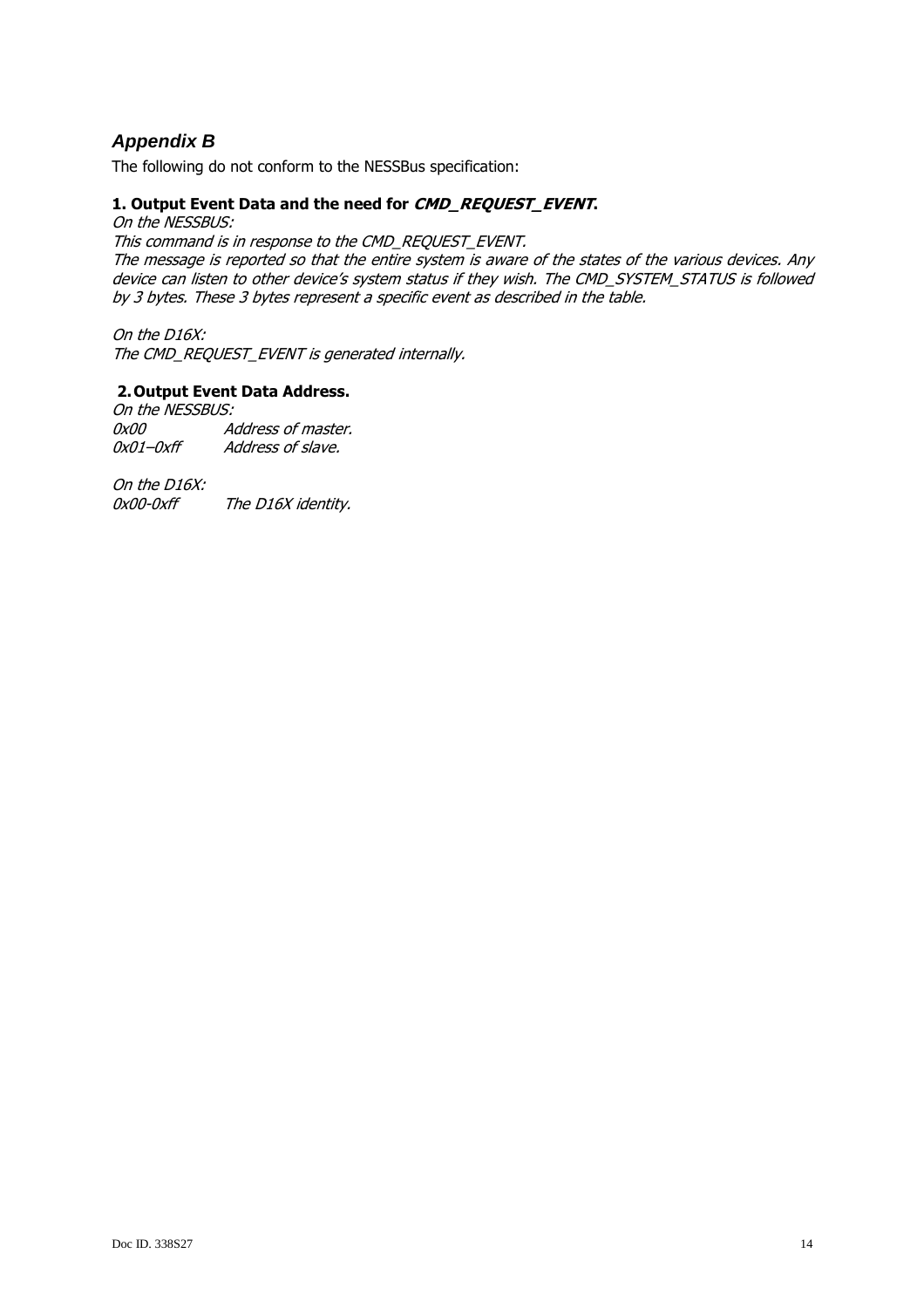## *Appendix B*

The following do not conform to the NESSBus specification:

**1. Output Event Data and the need for *CMD_REQUEST_EVENT*.**

*On the NESSBUS:*
*This command is in response to the CMD_REQUEST_EVENT.*
*The message is reported so that the entire system is aware of the states of the various devices. Any device can listen to other device's system status if they wish. The CMD_SYSTEM_STATUS is followed by 3 bytes. These 3 bytes represent a specific event as described in the table.*

*On the D16X:*
*The CMD_REQUEST_EVENT is generated internally.*

**2. Output Event Data Address.**

*On the NESSBUS:*
*0x00 Address of master.*
*0x01–0xff Address of slave.*

*On the D16X:*
*0x00-0xff The D16X identity.*